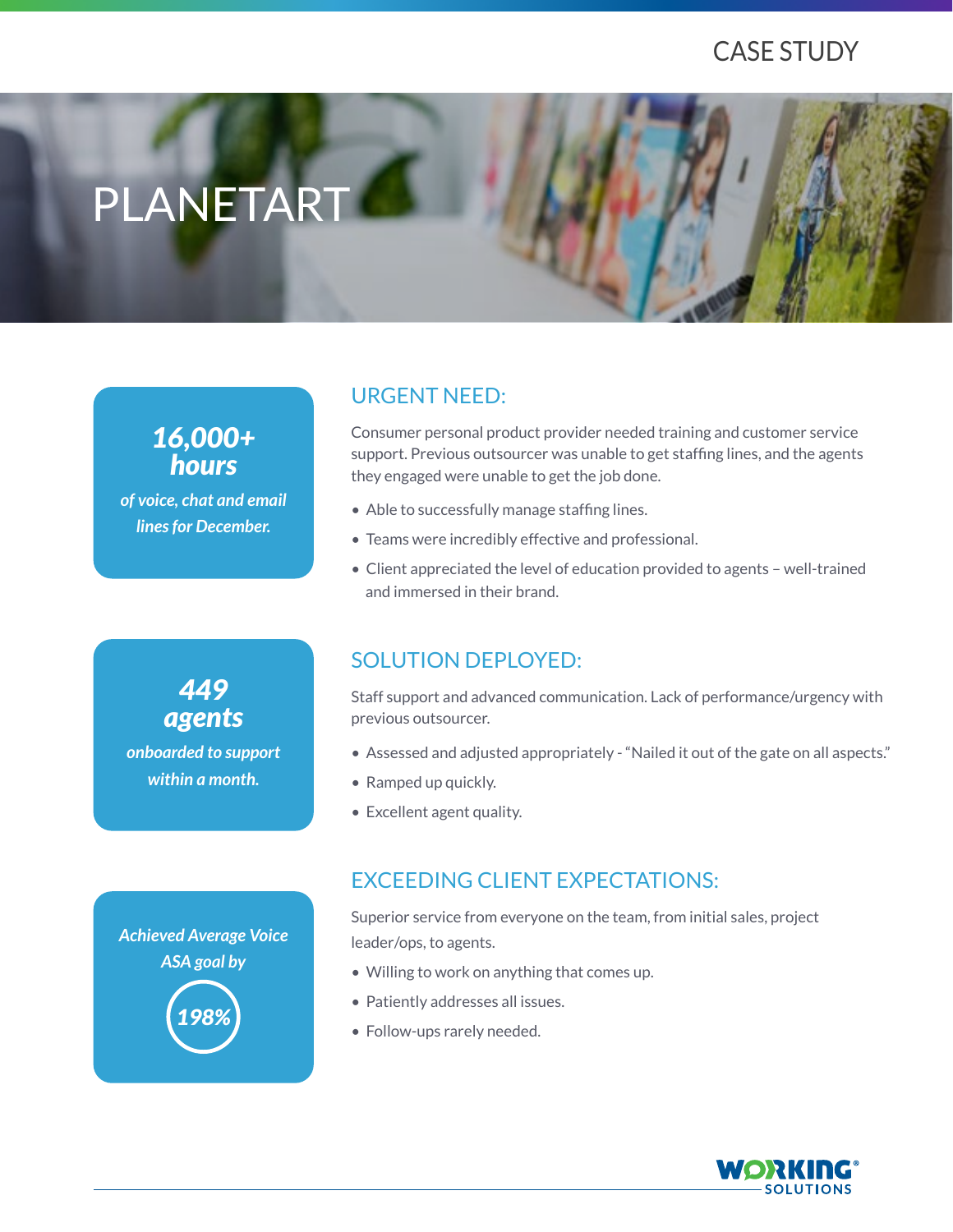CASE STUDY

# PLANETART

***16,000+ hours***

*of voice, chat and email lines for December.*

## URGENT NEED:

Consumer personal product provider needed training and customer service support. Previous outsourcer was unable to get staffing lines, and the agents they engaged were unable to get the job done.

- Able to successfully manage staffing lines.
- Teams were incredibly effective and professional.
- Client appreciated the level of education provided to agents – well-trained and immersed in their brand.

***449 agents***

*onboarded to support within a month.*

## SOLUTION DEPLOYED:

Staff support and advanced communication. Lack of performance/urgency with previous outsourcer.

- Assessed and adjusted appropriately - "Nailed it out of the gate on all aspects."
- Ramped up quickly.
- Excellent agent quality.

*Achieved Average Voice ASA goal by*

***198%***

## EXCEEDING CLIENT EXPECTATIONS:

Superior service from everyone on the team, from initial sales, project leader/ops, to agents.

- Willing to work on anything that comes up.
- Patiently addresses all issues.
- Follow-ups rarely needed.

WORKING® SOLUTIONS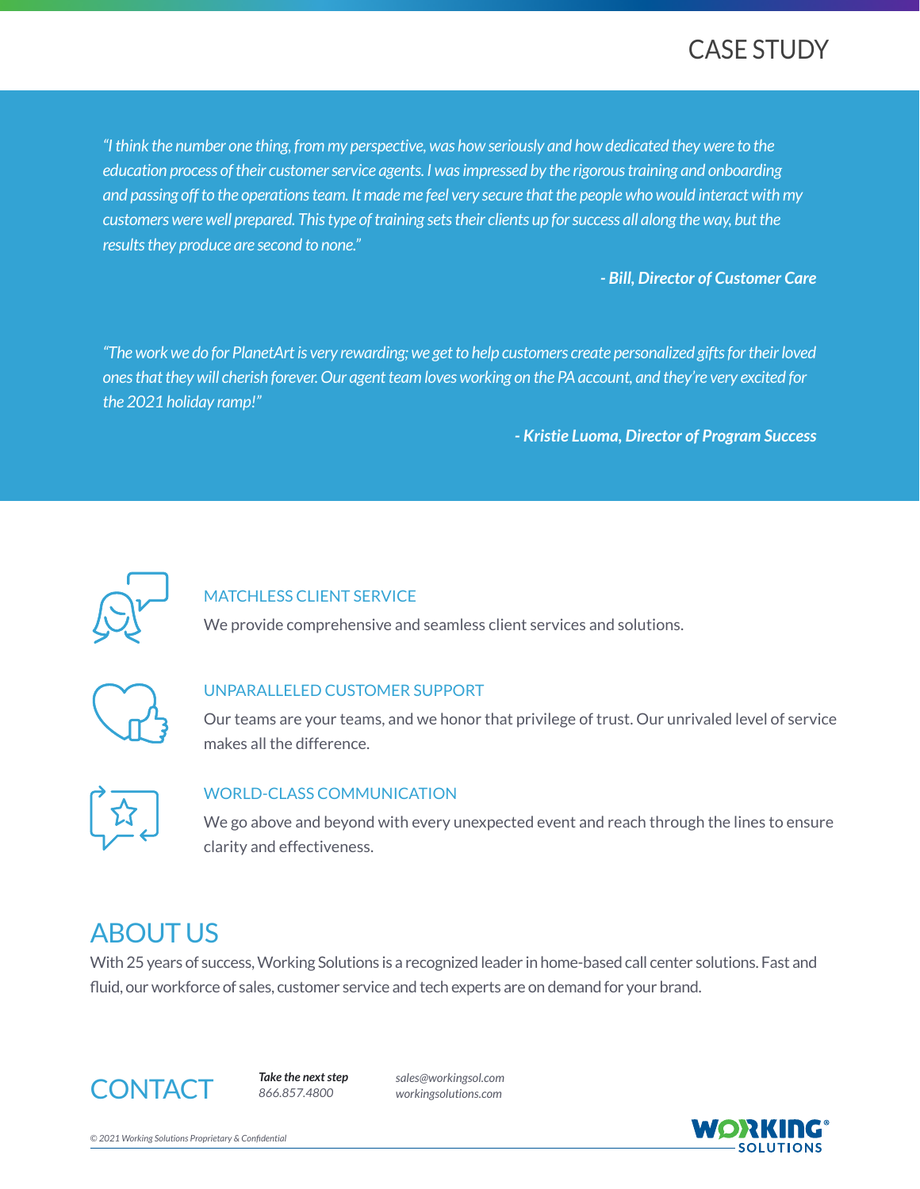*"I think the number one thing, from my perspective, was how seriously and how dedicated they were to the education process of their customer service agents. I was impressed by the rigorous training and onboarding and passing off to the operations team. It made me feel very secure that the people who would interact with my customers were well prepared. This type of training sets their clients up for success all along the way, but the results they produce are second to none."*

***- Bill, Director of Customer Care***

*"The work we do for PlanetArt is very rewarding; we get to help customers create personalized gifts for their loved ones that they will cherish forever. Our agent team loves working on the PA account, and they're very excited for the 2021 holiday ramp!"*

***- Kristie Luoma, Director of Program Success***

### MATCHLESS CLIENT SERVICE

We provide comprehensive and seamless client services and solutions.

### UNPARALLELED CUSTOMER SUPPORT

Our teams are your teams, and we honor that privilege of trust. Our unrivaled level of service makes all the difference.

### WORLD-CLASS COMMUNICATION

We go above and beyond with every unexpected event and reach through the lines to ensure clarity and effectiveness.

## ABOUT US

With 25 years of success, Working Solutions is a recognized leader in home-based call center solutions. Fast and fluid, our workforce of sales, customer service and tech experts are on demand for your brand.

## CONTACT

***Take the next step***
*866.857.4800*

*sales@workingsol.com*
*workingsolutions.com*

*© 2021 Working Solutions Proprietary & Confidential*